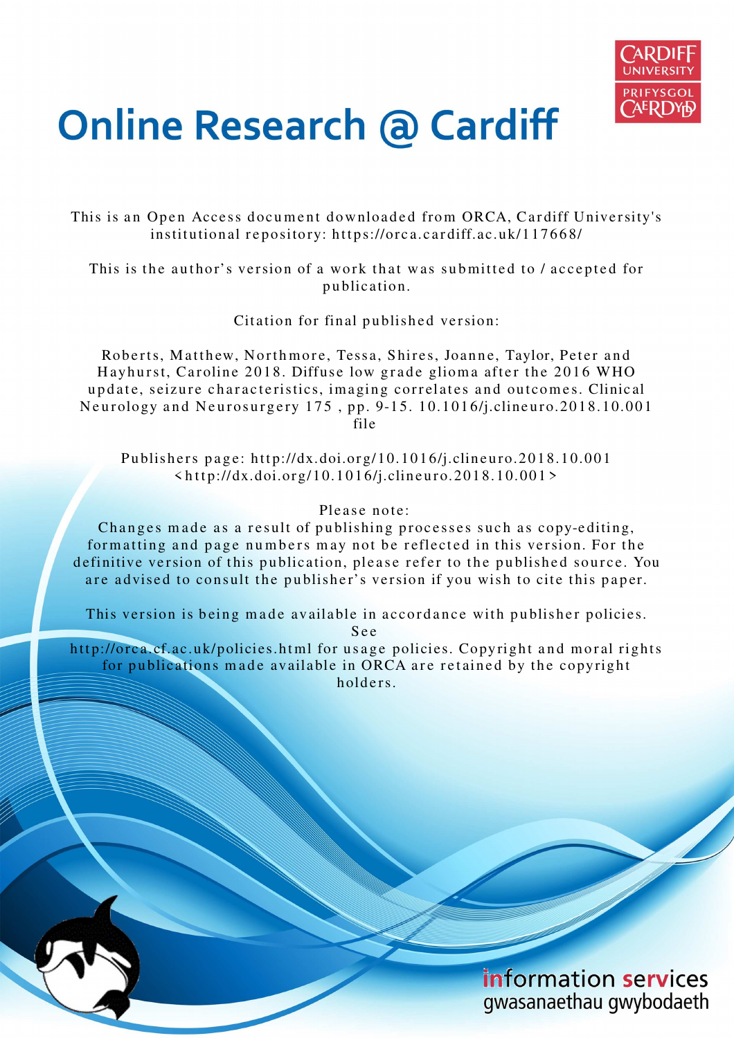# Online Research @ Cardiff

This is an Open Access document downloaded from ORCA, Cardiff University's institutional repository: https://orca.cardiff.ac.uk/117668/

This is the author's version of a work that was submitted to / accepted for publication.

Citation for final published version:

Roberts, Matthew, Northmore, Tessa, Shires, Joanne, Taylor, Peter and Hayhurst, Caroline 2018. Diffuse low grade glioma after the 2016 WHO update, seizure characteristics, imaging correlates and outcomes. Clinical Neurology and Neurosurgery 175 , pp. 9-15. 10.1016/j.clineuro.2018.10.001 file

Publishers page: http://dx.doi.org/10.1016/j.clineuro.2018.10.001 <http://dx.doi.org/10.1016/j.clineuro.2018.10.001>

Please note:
Changes made as a result of publishing processes such as copy-editing, formatting and page numbers may not be reflected in this version. For the definitive version of this publication, please refer to the published source. You are advised to consult the publisher's version if you wish to cite this paper.

This version is being made available in accordance with publisher policies. See
http://orca.cf.ac.uk/policies.html for usage policies. Copyright and moral rights for publications made available in ORCA are retained by the copyright holders.

information services
gwasanaethau gwybodaeth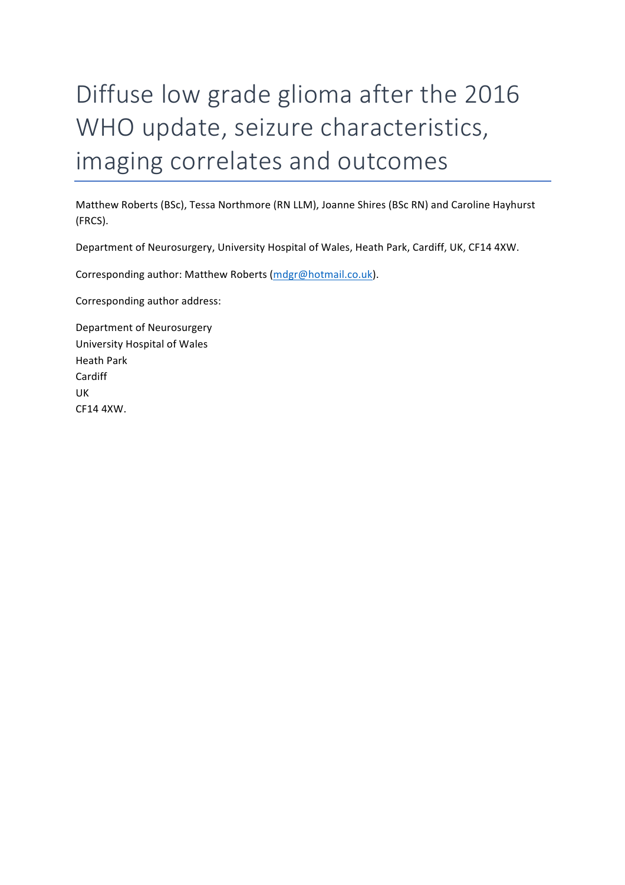# Diffuse low grade glioma after the 2016 WHO update, seizure characteristics, imaging correlates and outcomes

Matthew Roberts (BSc), Tessa Northmore (RN LLM), Joanne Shires (BSc RN) and Caroline Hayhurst (FRCS).

Department of Neurosurgery, University Hospital of Wales, Heath Park, Cardiff, UK, CF14 4XW.

Corresponding author: Matthew Roberts (mdgr@hotmail.co.uk).

Corresponding author address:

Department of Neurosurgery
University Hospital of Wales
Heath Park
Cardiff
UK
CF14 4XW.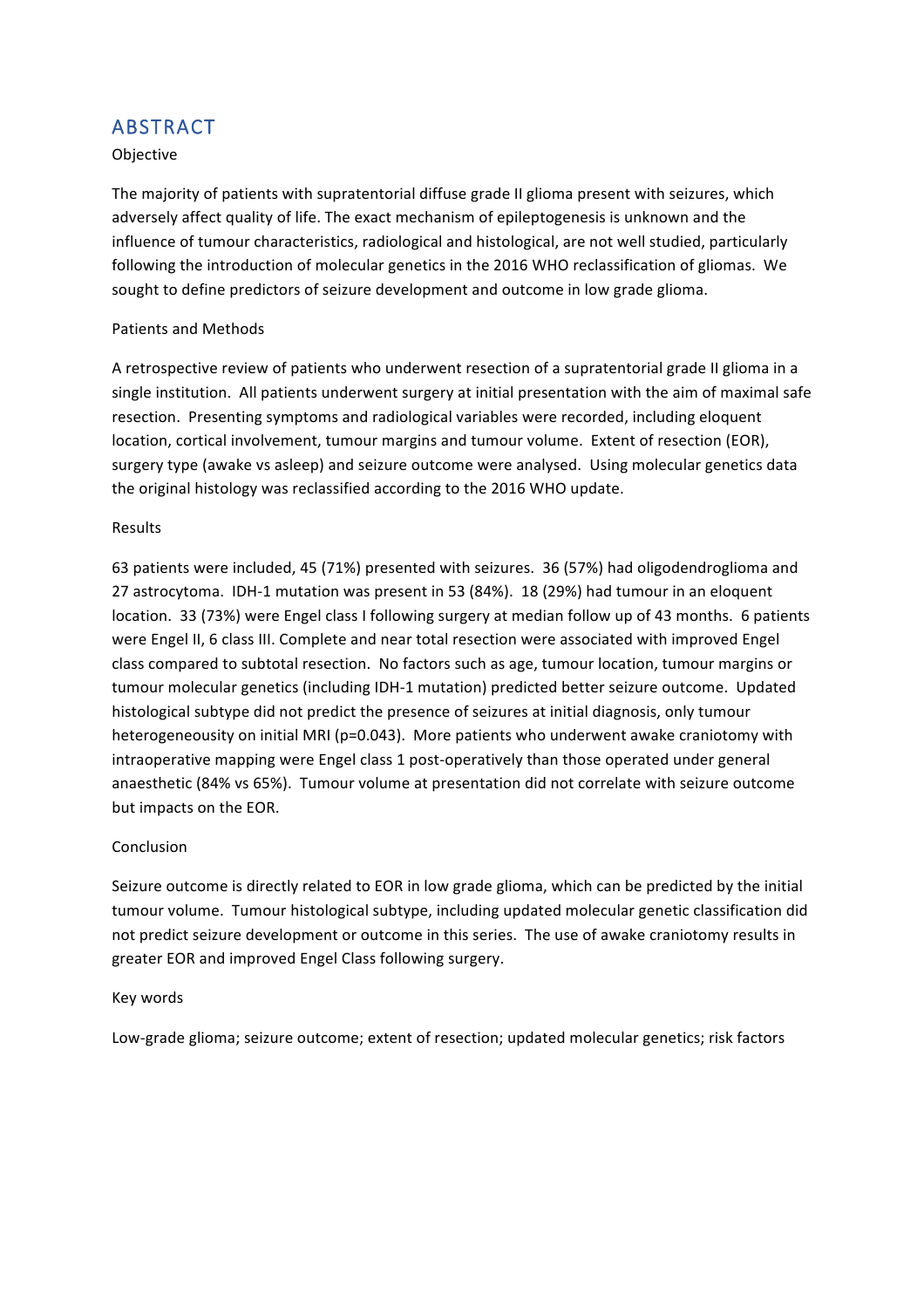## ABSTRACT

Objective

The majority of patients with supratentorial diffuse grade II glioma present with seizures, which adversely affect quality of life. The exact mechanism of epileptogenesis is unknown and the influence of tumour characteristics, radiological and histological, are not well studied, particularly following the introduction of molecular genetics in the 2016 WHO reclassification of gliomas. We sought to define predictors of seizure development and outcome in low grade glioma.

Patients and Methods

A retrospective review of patients who underwent resection of a supratentorial grade II glioma in a single institution. All patients underwent surgery at initial presentation with the aim of maximal safe resection. Presenting symptoms and radiological variables were recorded, including eloquent location, cortical involvement, tumour margins and tumour volume. Extent of resection (EOR), surgery type (awake vs asleep) and seizure outcome were analysed. Using molecular genetics data the original histology was reclassified according to the 2016 WHO update.

Results

63 patients were included, 45 (71%) presented with seizures. 36 (57%) had oligodendroglioma and 27 astrocytoma. IDH-1 mutation was present in 53 (84%). 18 (29%) had tumour in an eloquent location. 33 (73%) were Engel class I following surgery at median follow up of 43 months. 6 patients were Engel II, 6 class III. Complete and near total resection were associated with improved Engel class compared to subtotal resection. No factors such as age, tumour location, tumour margins or tumour molecular genetics (including IDH-1 mutation) predicted better seizure outcome. Updated histological subtype did not predict the presence of seizures at initial diagnosis, only tumour heterogeneousity on initial MRI ($p=0.043$). More patients who underwent awake craniotomy with intraoperative mapping were Engel class 1 post-operatively than those operated under general anaesthetic (84% vs 65%). Tumour volume at presentation did not correlate with seizure outcome but impacts on the EOR.

Conclusion

Seizure outcome is directly related to EOR in low grade glioma, which can be predicted by the initial tumour volume. Tumour histological subtype, including updated molecular genetic classification did not predict seizure development or outcome in this series. The use of awake craniotomy results in greater EOR and improved Engel Class following surgery.

Key words

Low-grade glioma; seizure outcome; extent of resection; updated molecular genetics; risk factors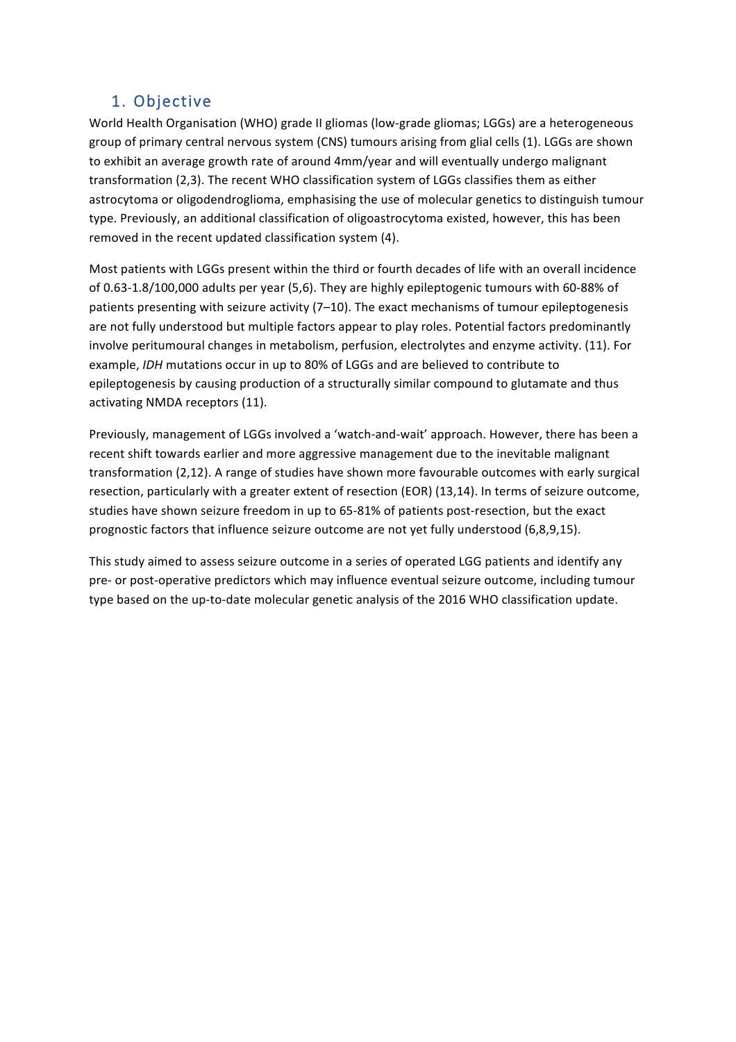## 1. Objective

World Health Organisation (WHO) grade II gliomas (low-grade gliomas; LGGs) are a heterogeneous group of primary central nervous system (CNS) tumours arising from glial cells (1). LGGs are shown to exhibit an average growth rate of around 4mm/year and will eventually undergo malignant transformation (2,3). The recent WHO classification system of LGGs classifies them as either astrocytoma or oligodendroglioma, emphasising the use of molecular genetics to distinguish tumour type. Previously, an additional classification of oligoastrocytoma existed, however, this has been removed in the recent updated classification system (4).

Most patients with LGGs present within the third or fourth decades of life with an overall incidence of 0.63-1.8/100,000 adults per year (5,6). They are highly epileptogenic tumours with 60-88% of patients presenting with seizure activity (7–10). The exact mechanisms of tumour epileptogenesis are not fully understood but multiple factors appear to play roles. Potential factors predominantly involve peritumoural changes in metabolism, perfusion, electrolytes and enzyme activity. (11). For example, *IDH* mutations occur in up to 80% of LGGs and are believed to contribute to epileptogenesis by causing production of a structurally similar compound to glutamate and thus activating NMDA receptors (11).

Previously, management of LGGs involved a 'watch-and-wait' approach. However, there has been a recent shift towards earlier and more aggressive management due to the inevitable malignant transformation (2,12). A range of studies have shown more favourable outcomes with early surgical resection, particularly with a greater extent of resection (EOR) (13,14). In terms of seizure outcome, studies have shown seizure freedom in up to 65-81% of patients post-resection, but the exact prognostic factors that influence seizure outcome are not yet fully understood (6,8,9,15).

This study aimed to assess seizure outcome in a series of operated LGG patients and identify any pre- or post-operative predictors which may influence eventual seizure outcome, including tumour type based on the up-to-date molecular genetic analysis of the 2016 WHO classification update.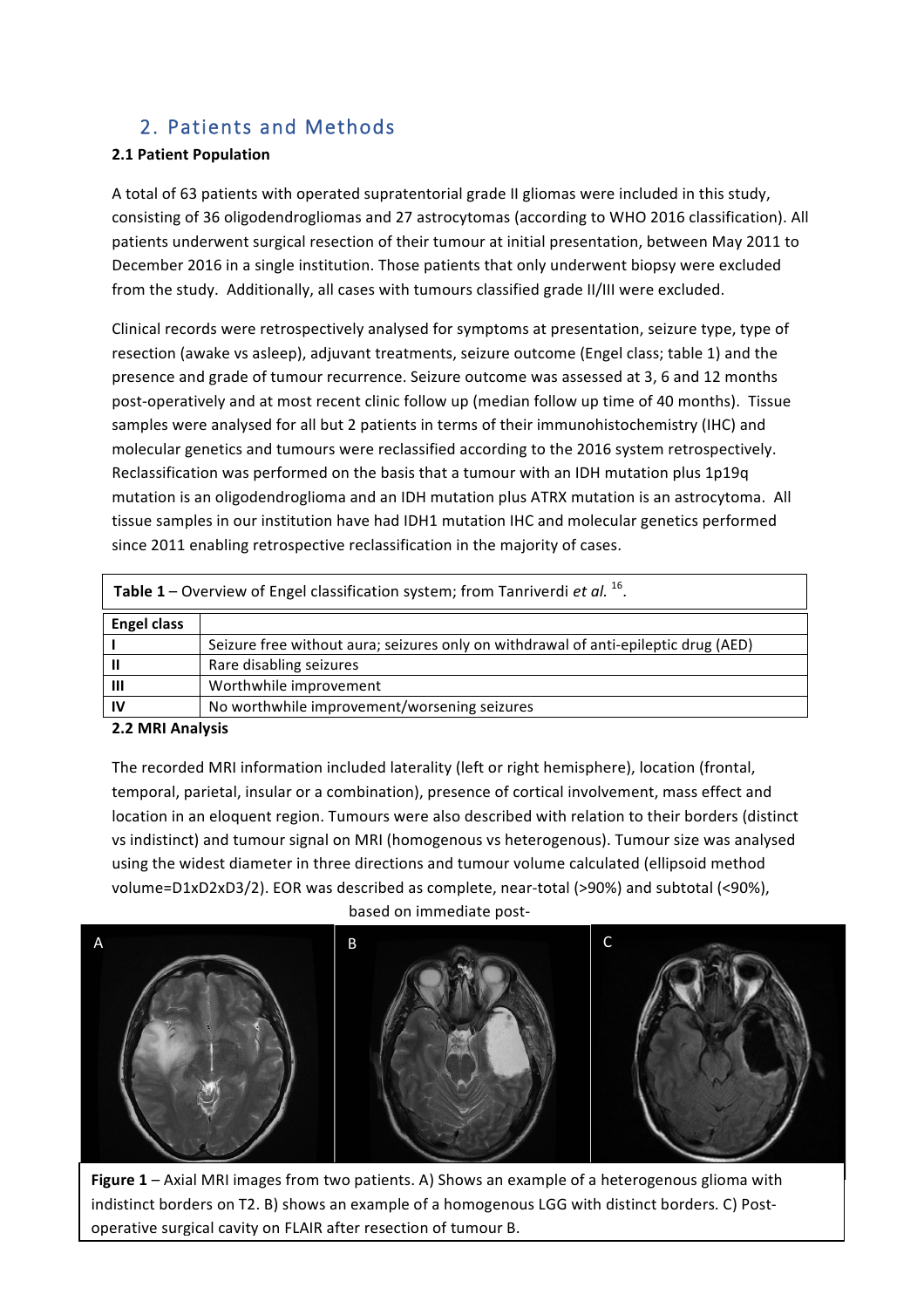## 2. Patients and Methods

### 2.1 Patient Population

A total of 63 patients with operated supratentorial grade II gliomas were included in this study, consisting of 36 oligodendrogliomas and 27 astrocytomas (according to WHO 2016 classification). All patients underwent surgical resection of their tumour at initial presentation, between May 2011 to December 2016 in a single institution. Those patients that only underwent biopsy were excluded from the study. Additionally, all cases with tumours classified grade II/III were excluded.

Clinical records were retrospectively analysed for symptoms at presentation, seizure type, type of resection (awake vs asleep), adjuvant treatments, seizure outcome (Engel class; table 1) and the presence and grade of tumour recurrence. Seizure outcome was assessed at 3, 6 and 12 months post-operatively and at most recent clinic follow up (median follow up time of 40 months). Tissue samples were analysed for all but 2 patients in terms of their immunohistochemistry (IHC) and molecular genetics and tumours were reclassified according to the 2016 system retrospectively. Reclassification was performed on the basis that a tumour with an IDH mutation plus 1p19q mutation is an oligodendroglioma and an IDH mutation plus ATRX mutation is an astrocytoma. All tissue samples in our institution have had IDH1 mutation IHC and molecular genetics performed since 2011 enabling retrospective reclassification in the majority of cases.

**Table 1** – Overview of Engel classification system; from Tanriverdi *et al.* [16].

| Engel class | |
|---|---|
| **I** | Seizure free without aura; seizures only on withdrawal of anti-epileptic drug (AED) |
| **II** | Rare disabling seizures |
| **III** | Worthwhile improvement |
| **IV** | No worthwhile improvement/worsening seizures |

### 2.2 MRI Analysis

The recorded MRI information included laterality (left or right hemisphere), location (frontal, temporal, parietal, insular or a combination), presence of cortical involvement, mass effect and location in an eloquent region. Tumours were also described with relation to their borders (distinct vs indistinct) and tumour signal on MRI (homogenous vs heterogenous). Tumour size was analysed using the widest diameter in three directions and tumour volume calculated (ellipsoid method volume=D1xD2xD3/2). EOR was described as complete, near-total (>90%) and subtotal (<90%), based on immediate post-

**Figure 1** – Axial MRI images from two patients. A) Shows an example of a heterogenous glioma with indistinct borders on T2. B) shows an example of a homogenous LGG with distinct borders. C) Post-operative surgical cavity on FLAIR after resection of tumour B.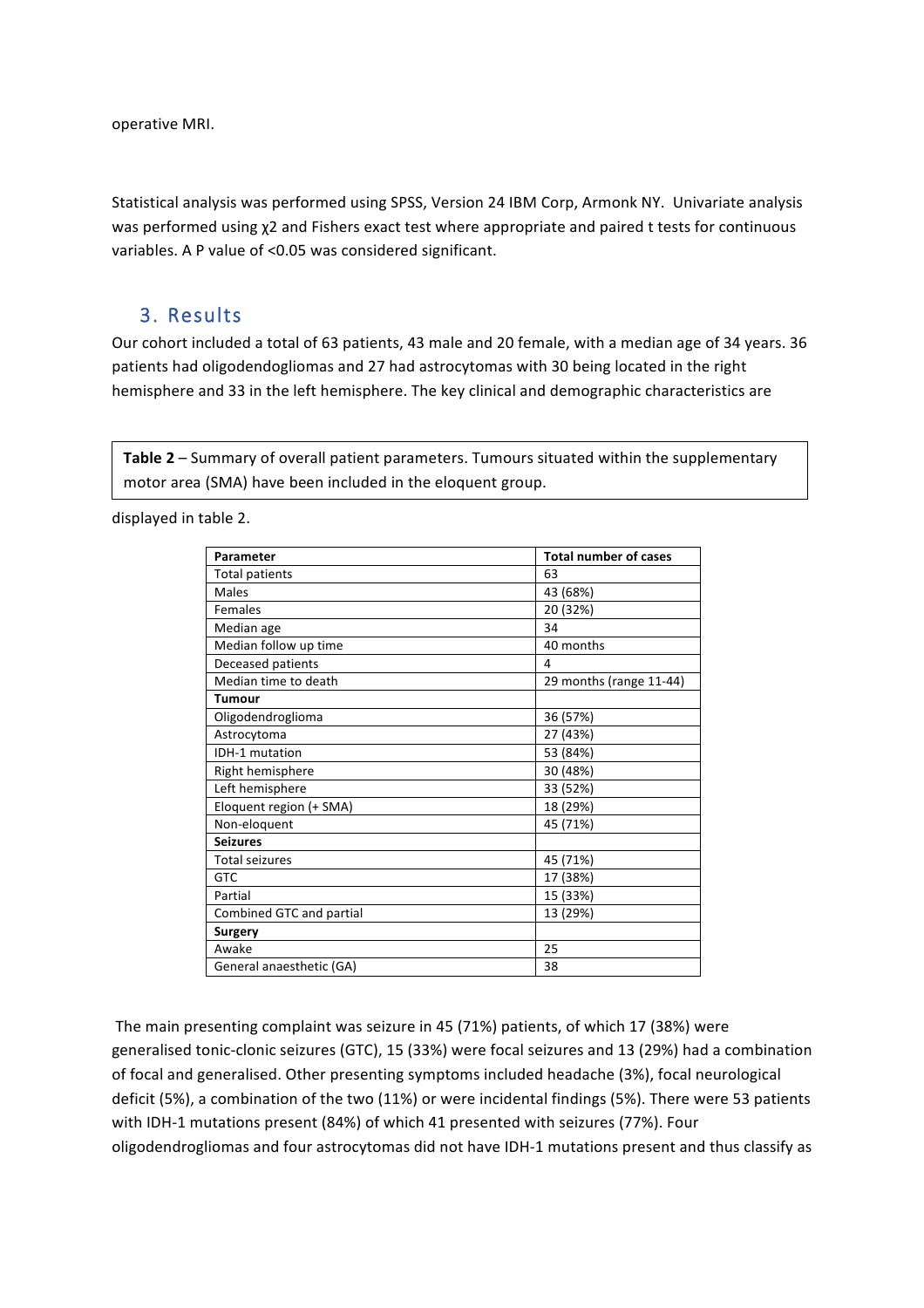operative MRI.

Statistical analysis was performed using SPSS, Version 24 IBM Corp, Armonk NY. Univariate analysis was performed using $\chi^2$ and Fishers exact test where appropriate and paired t tests for continuous variables. A P value of <0.05 was considered significant.

## 3. Results

Our cohort included a total of 63 patients, 43 male and 20 female, with a median age of 34 years. 36 patients had oligodendogliomas and 27 had astrocytomas with 30 being located in the right hemisphere and 33 in the left hemisphere. The key clinical and demographic characteristics are displayed in table 2.

**Table 2** – Summary of overall patient parameters. Tumours situated within the supplementary motor area (SMA) have been included in the eloquent group.

| Parameter | Total number of cases |
|---|---|
| Total patients | 63 |
| Males | 43 (68%) |
| Females | 20 (32%) |
| Median age | 34 |
| Median follow up time | 40 months |
| Deceased patients | 4 |
| Median time to death | 29 months (range 11-44) |
| **Tumour** | |
| Oligodendroglioma | 36 (57%) |
| Astrocytoma | 27 (43%) |
| IDH-1 mutation | 53 (84%) |
| Right hemisphere | 30 (48%) |
| Left hemisphere | 33 (52%) |
| Eloquent region (+ SMA) | 18 (29%) |
| Non-eloquent | 45 (71%) |
| **Seizures** | |
| Total seizures | 45 (71%) |
| GTC | 17 (38%) |
| Partial | 15 (33%) |
| Combined GTC and partial | 13 (29%) |
| **Surgery** | |
| Awake | 25 |
| General anaesthetic (GA) | 38 |

The main presenting complaint was seizure in 45 (71%) patients, of which 17 (38%) were generalised tonic-clonic seizures (GTC), 15 (33%) were focal seizures and 13 (29%) had a combination of focal and generalised. Other presenting symptoms included headache (3%), focal neurological deficit (5%), a combination of the two (11%) or were incidental findings (5%). There were 53 patients with IDH-1 mutations present (84%) of which 41 presented with seizures (77%). Four oligodendrogliomas and four astrocytomas did not have IDH-1 mutations present and thus classify as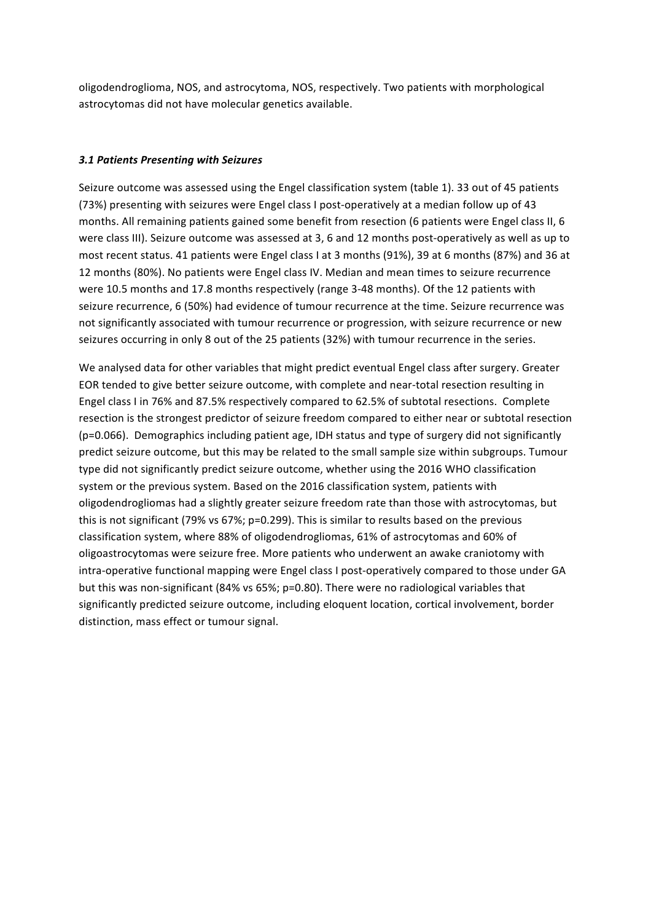oligodendroglioma, NOS, and astrocytoma, NOS, respectively. Two patients with morphological astrocytomas did not have molecular genetics available.

### *3.1 Patients Presenting with Seizures*

Seizure outcome was assessed using the Engel classification system (table 1). 33 out of 45 patients (73%) presenting with seizures were Engel class I post-operatively at a median follow up of 43 months. All remaining patients gained some benefit from resection (6 patients were Engel class II, 6 were class III). Seizure outcome was assessed at 3, 6 and 12 months post-operatively as well as up to most recent status. 41 patients were Engel class I at 3 months (91%), 39 at 6 months (87%) and 36 at 12 months (80%). No patients were Engel class IV. Median and mean times to seizure recurrence were 10.5 months and 17.8 months respectively (range 3-48 months). Of the 12 patients with seizure recurrence, 6 (50%) had evidence of tumour recurrence at the time. Seizure recurrence was not significantly associated with tumour recurrence or progression, with seizure recurrence or new seizures occurring in only 8 out of the 25 patients (32%) with tumour recurrence in the series.

We analysed data for other variables that might predict eventual Engel class after surgery. Greater EOR tended to give better seizure outcome, with complete and near-total resection resulting in Engel class I in 76% and 87.5% respectively compared to 62.5% of subtotal resections. Complete resection is the strongest predictor of seizure freedom compared to either near or subtotal resection ($p=0.066$). Demographics including patient age, IDH status and type of surgery did not significantly predict seizure outcome, but this may be related to the small sample size within subgroups. Tumour type did not significantly predict seizure outcome, whether using the 2016 WHO classification system or the previous system. Based on the 2016 classification system, patients with oligodendrogliomas had a slightly greater seizure freedom rate than those with astrocytomas, but this is not significant (79% vs 67%; $p=0.299$). This is similar to results based on the previous classification system, where 88% of oligodendrogliomas, 61% of astrocytomas and 60% of oligoastrocytomas were seizure free. More patients who underwent an awake craniotomy with intra-operative functional mapping were Engel class I post-operatively compared to those under GA but this was non-significant (84% vs 65%; $p=0.80$). There were no radiological variables that significantly predicted seizure outcome, including eloquent location, cortical involvement, border distinction, mass effect or tumour signal.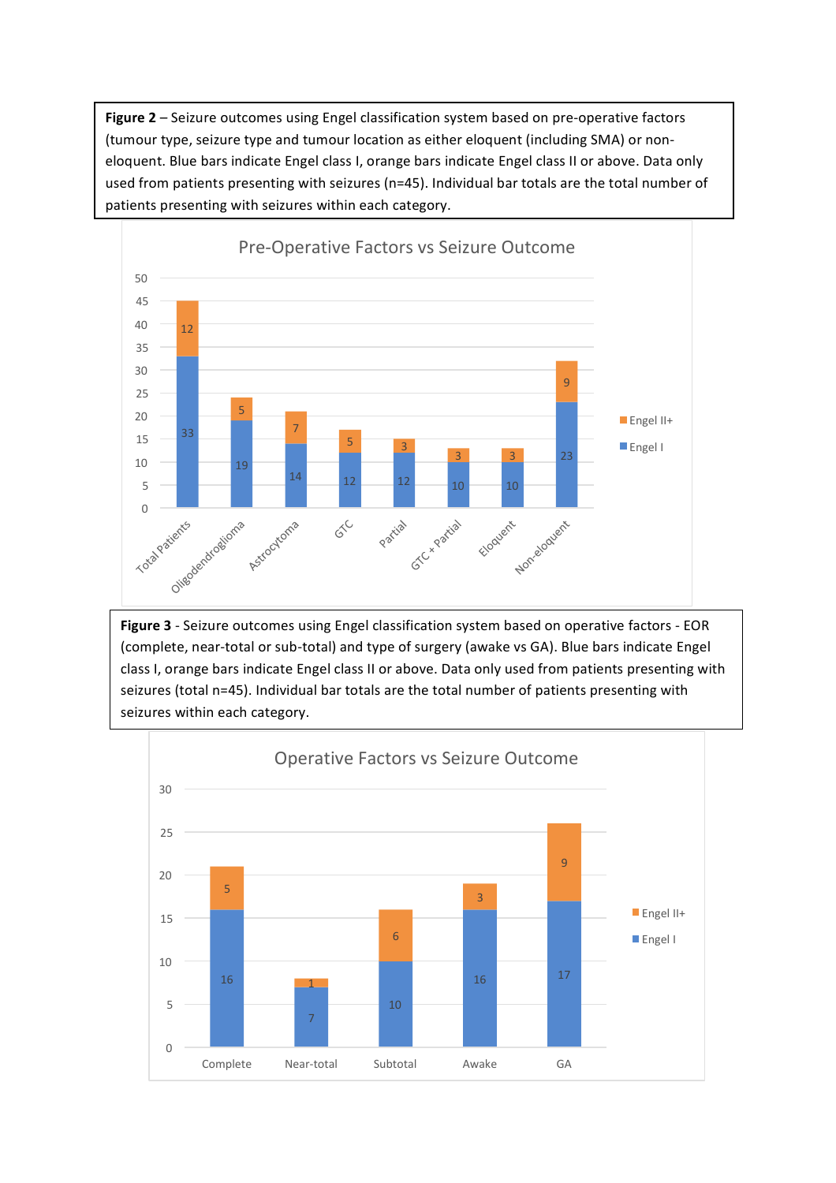**Figure 2** – Seizure outcomes using Engel classification system based on pre-operative factors (tumour type, seizure type and tumour location as either eloquent (including SMA) or non-eloquent. Blue bars indicate Engel class I, orange bars indicate Engel class II or above. Data only used from patients presenting with seizures (n=45). Individual bar totals are the total number of patients presenting with seizures within each category.

Pre-Operative Factors vs Seizure Outcome

| | Engel I | Engel II+ |
|---|---|---|
| Total Patients | 33 | 12 |
| Oligodendroglioma | 19 | 5 |
| Astrocytoma | 14 | 7 |
| GTC | 12 | 5 |
| Partial | 12 | 3 |
| GTC + Partial | 10 | 3 |
| Eloquent | 10 | 3 |
| Non-eloquent | 23 | 9 |

**Figure 3** - Seizure outcomes using Engel classification system based on operative factors - EOR (complete, near-total or sub-total) and type of surgery (awake vs GA). Blue bars indicate Engel class I, orange bars indicate Engel class II or above. Data only used from patients presenting with seizures (total n=45). Individual bar totals are the total number of patients presenting with seizures within each category.

Operative Factors vs Seizure Outcome

| | Engel I | Engel II+ |
|---|---|---|
| Complete | 16 | 5 |
| Near-total | 7 | 1 |
| Subtotal | 10 | 6 |
| Awake | 16 | 3 |
| GA | 17 | 9 |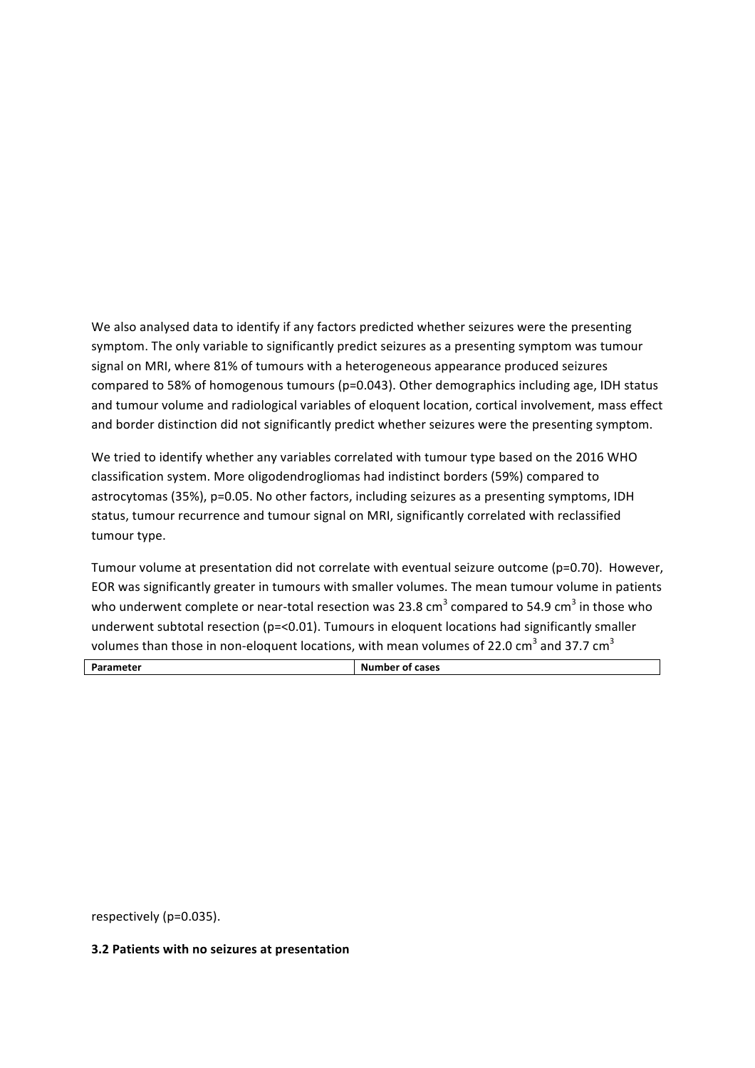We also analysed data to identify if any factors predicted whether seizures were the presenting symptom. The only variable to significantly predict seizures as a presenting symptom was tumour signal on MRI, where 81% of tumours with a heterogeneous appearance produced seizures compared to 58% of homogenous tumours (p=0.043). Other demographics including age, IDH status and tumour volume and radiological variables of eloquent location, cortical involvement, mass effect and border distinction did not significantly predict whether seizures were the presenting symptom.

We tried to identify whether any variables correlated with tumour type based on the 2016 WHO classification system. More oligodendrogliomas had indistinct borders (59%) compared to astrocytomas (35%), p=0.05. No other factors, including seizures as a presenting symptoms, IDH status, tumour recurrence and tumour signal on MRI, significantly correlated with reclassified tumour type.

Tumour volume at presentation did not correlate with eventual seizure outcome (p=0.70). However, EOR was significantly greater in tumours with smaller volumes. The mean tumour volume in patients who underwent complete or near-total resection was 23.8 $cm^3$ compared to 54.9 $cm^3$ in those who underwent subtotal resection (p=<0.01). Tumours in eloquent locations had significantly smaller volumes than those in non-eloquent locations, with mean volumes of 22.0 $cm^3$ and 37.7 $cm^3$ respectively (p=0.035).

| Parameter | Number of cases |
| --- | --- |

### 3.2 Patients with no seizures at presentation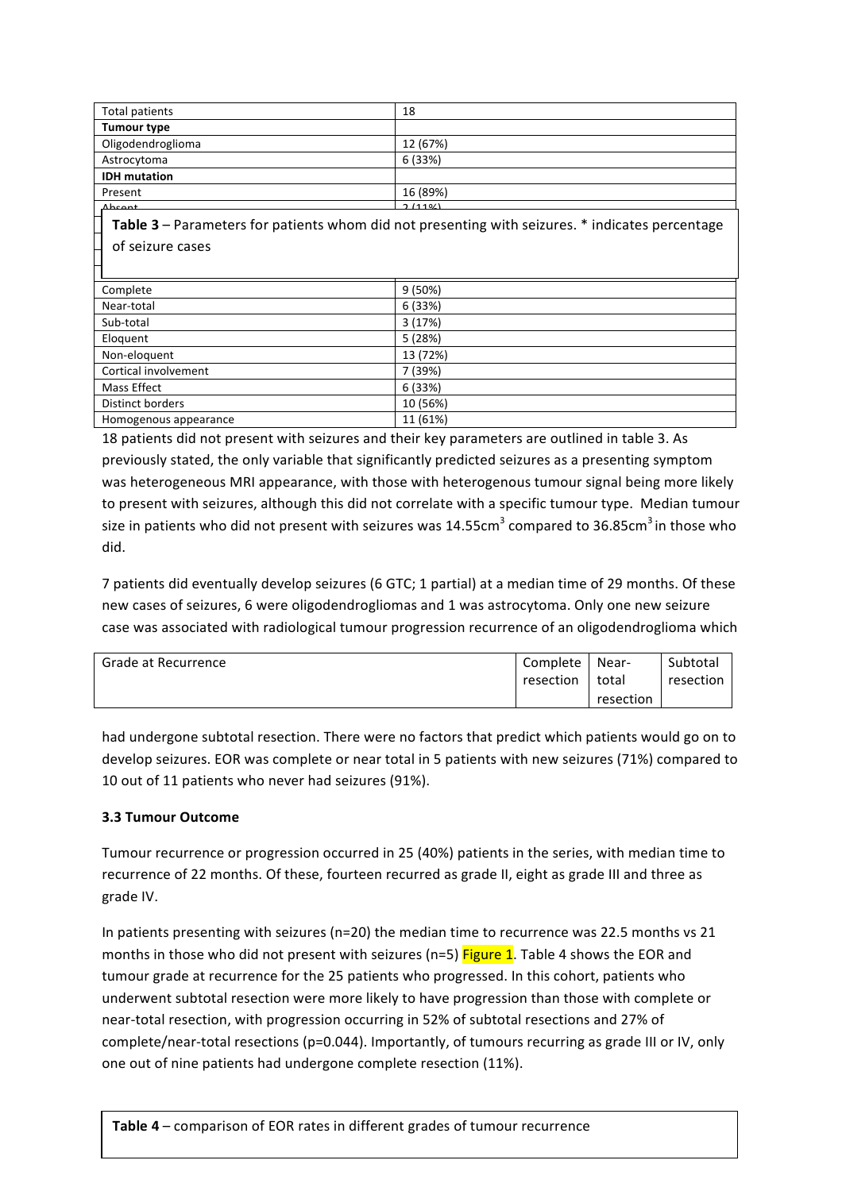| Total patients | 18 |
|---|---|
| **Tumour type** | |
| Oligodendroglioma | 12 (67%) |
| Astrocytoma | 6 (33%) |
| **IDH mutation** | |
| Present | 16 (89%) |
| Absent | 2 (11%) |
| Complete | 9 (50%) |
| Near-total | 6 (33%) |
| Sub-total | 3 (17%) |
| Eloquent | 5 (28%) |
| Non-eloquent | 13 (72%) |
| Cortical involvement | 7 (39%) |
| Mass Effect | 6 (33%) |
| Distinct borders | 10 (56%) |
| Homogenous appearance | 11 (61%) |

**Table 3** – Parameters for patients whom did not presenting with seizures. * indicates percentage of seizure cases

18 patients did not present with seizures and their key parameters are outlined in table 3. As previously stated, the only variable that significantly predicted seizures as a presenting symptom was heterogeneous MRI appearance, with those with heterogenous tumour signal being more likely to present with seizures, although this did not correlate with a specific tumour type. Median tumour size in patients who did not present with seizures was 14.55cm$^3$ compared to 36.85cm$^3$ in those who did.

7 patients did eventually develop seizures (6 GTC; 1 partial) at a median time of 29 months. Of these new cases of seizures, 6 were oligodendrogliomas and 1 was astrocytoma. Only one new seizure case was associated with radiological tumour progression recurrence of an oligodendroglioma which had undergone subtotal resection. There were no factors that predict which patients would go on to develop seizures. EOR was complete or near total in 5 patients with new seizures (71%) compared to 10 out of 11 patients who never had seizures (91%).

### 3.3 Tumour Outcome

Tumour recurrence or progression occurred in 25 (40%) patients in the series, with median time to recurrence of 22 months. Of these, fourteen recurred as grade II, eight as grade III and three as grade IV.

In patients presenting with seizures (n=20) the median time to recurrence was 22.5 months vs 21 months in those who did not present with seizures (n=5) Figure 1. Table 4 shows the EOR and tumour grade at recurrence for the 25 patients who progressed. In this cohort, patients who underwent subtotal resection were more likely to have progression than those with complete or near-total resection, with progression occurring in 52% of subtotal resections and 27% of complete/near-total resections (p=0.044). Importantly, of tumours recurring as grade III or IV, only one out of nine patients had undergone complete resection (11%).

| Grade at Recurrence | Complete resection | Near-total resection | Subtotal resection |
|---|---|---|---|

**Table 4** – comparison of EOR rates in different grades of tumour recurrence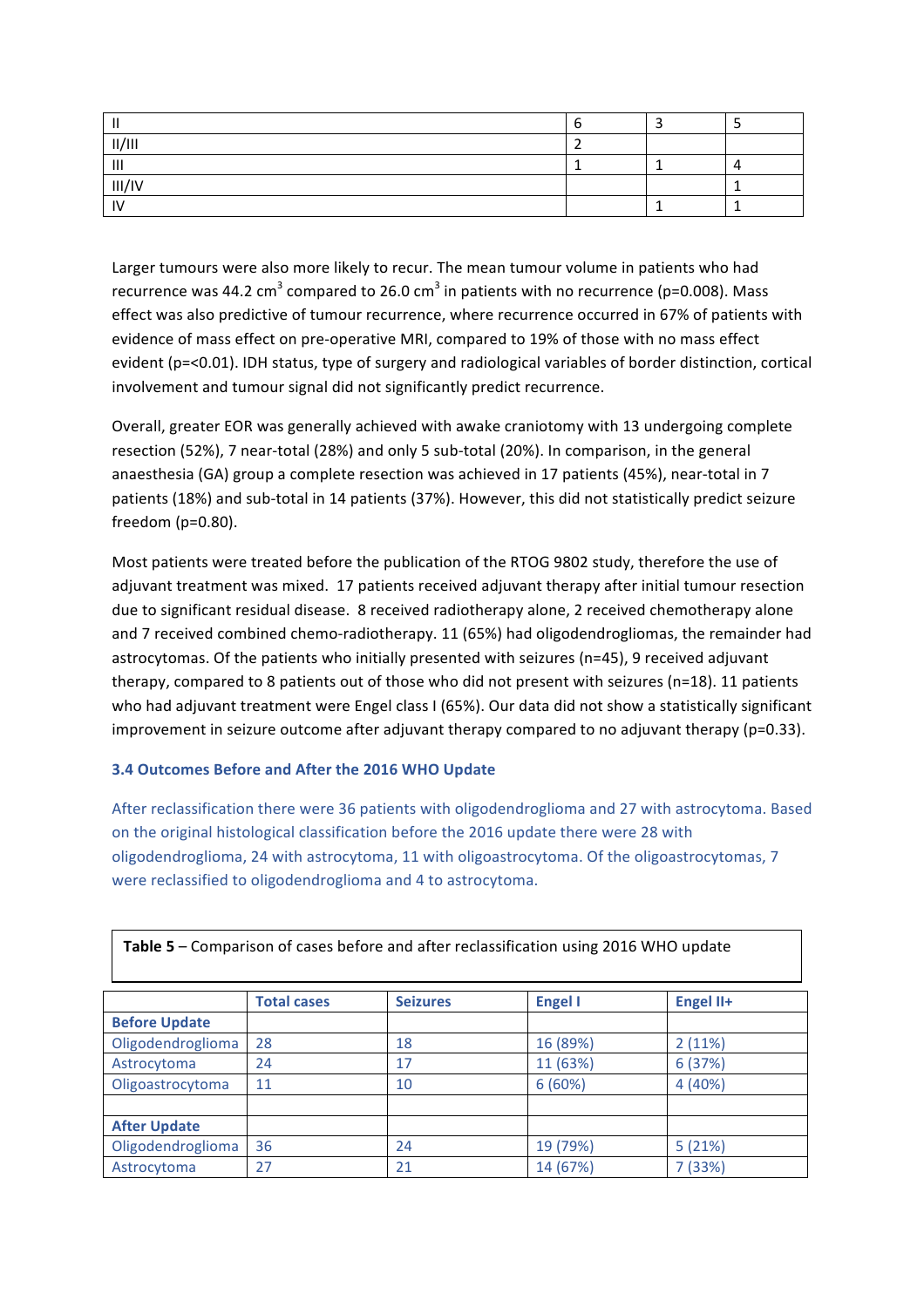| | | | |
|---|---|---|---|
| II | 6 | 3 | 5 |
| II/III | 2 | | |
| III | 1 | 1 | 4 |
| III/IV | | | 1 |
| IV | | 1 | 1 |

Larger tumours were also more likely to recur. The mean tumour volume in patients who had recurrence was 44.2 $cm^3$ compared to 26.0 $cm^3$ in patients with no recurrence ($p=0.008$). Mass effect was also predictive of tumour recurrence, where recurrence occurred in 67% of patients with evidence of mass effect on pre-operative MRI, compared to 19% of those with no mass effect evident ($p=<0.01$). IDH status, type of surgery and radiological variables of border distinction, cortical involvement and tumour signal did not significantly predict recurrence.

Overall, greater EOR was generally achieved with awake craniotomy with 13 undergoing complete resection (52%), 7 near-total (28%) and only 5 sub-total (20%). In comparison, in the general anaesthesia (GA) group a complete resection was achieved in 17 patients (45%), near-total in 7 patients (18%) and sub-total in 14 patients (37%). However, this did not statistically predict seizure freedom ($p=0.80$).

Most patients were treated before the publication of the RTOG 9802 study, therefore the use of adjuvant treatment was mixed. 17 patients received adjuvant therapy after initial tumour resection due to significant residual disease. 8 received radiotherapy alone, 2 received chemotherapy alone and 7 received combined chemo-radiotherapy. 11 (65%) had oligodendrogliomas, the remainder had astrocytomas. Of the patients who initially presented with seizures (n=45), 9 received adjuvant therapy, compared to 8 patients out of those who did not present with seizures (n=18). 11 patients who had adjuvant treatment were Engel class I (65%). Our data did not show a statistically significant improvement in seizure outcome after adjuvant therapy compared to no adjuvant therapy ($p=0.33$).

### 3.4 Outcomes Before and After the 2016 WHO Update

After reclassification there were 36 patients with oligodendroglioma and 27 with astrocytoma. Based on the original histological classification before the 2016 update there were 28 with oligodendroglioma, 24 with astrocytoma, 11 with oligoastrocytoma. Of the oligoastrocytomas, 7 were reclassified to oligodendroglioma and 4 to astrocytoma.

**Table 5** – Comparison of cases before and after reclassification using 2016 WHO update

| | Total cases | Seizures | Engel I | Engel II+ |
|---|---|---|---|---|
| **Before Update** | | | | |
| Oligodendroglioma | 28 | 18 | 16 (89%) | 2 (11%) |
| Astrocytoma | 24 | 17 | 11 (63%) | 6 (37%) |
| Oligoastrocytoma | 11 | 10 | 6 (60%) | 4 (40%) |
| | | | | |
| **After Update** | | | | |
| Oligodendroglioma | 36 | 24 | 19 (79%) | 5 (21%) |
| Astrocytoma | 27 | 21 | 14 (67%) | 7 (33%) |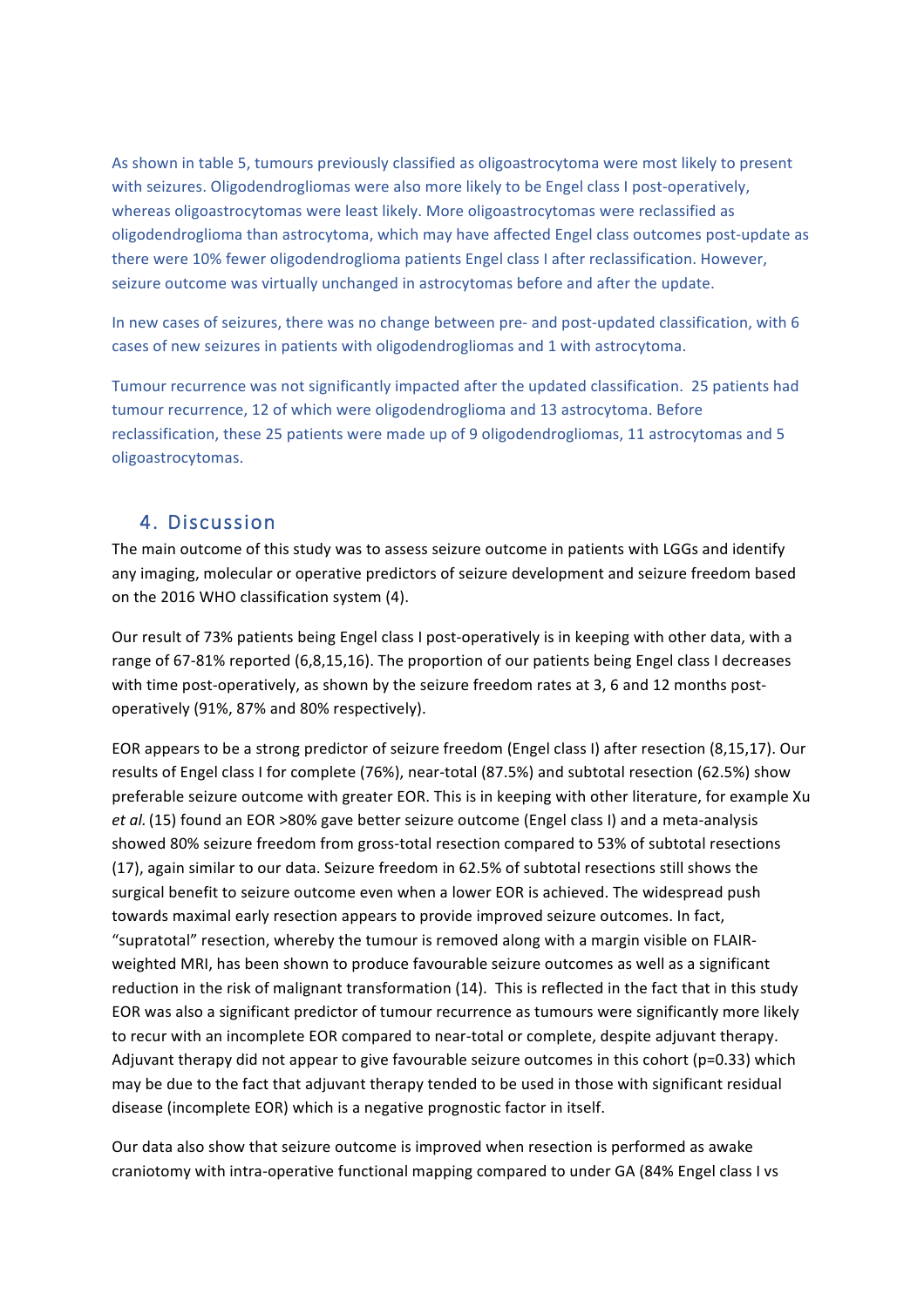As shown in table 5, tumours previously classified as oligoastrocytoma were most likely to present with seizures. Oligodendrogliomas were also more likely to be Engel class I post-operatively, whereas oligoastrocytomas were least likely. More oligoastrocytomas were reclassified as oligodendroglioma than astrocytoma, which may have affected Engel class outcomes post-update as there were 10% fewer oligodendroglioma patients Engel class I after reclassification. However, seizure outcome was virtually unchanged in astrocytomas before and after the update.

In new cases of seizures, there was no change between pre- and post-updated classification, with 6 cases of new seizures in patients with oligodendrogliomas and 1 with astrocytoma.

Tumour recurrence was not significantly impacted after the updated classification. 25 patients had tumour recurrence, 12 of which were oligodendroglioma and 13 astrocytoma. Before reclassification, these 25 patients were made up of 9 oligodendrogliomas, 11 astrocytomas and 5 oligoastrocytomas.

## 4. Discussion

The main outcome of this study was to assess seizure outcome in patients with LGGs and identify any imaging, molecular or operative predictors of seizure development and seizure freedom based on the 2016 WHO classification system (4).

Our result of 73% patients being Engel class I post-operatively is in keeping with other data, with a range of 67-81% reported (6,8,15,16). The proportion of our patients being Engel class I decreases with time post-operatively, as shown by the seizure freedom rates at 3, 6 and 12 months post-operatively (91%, 87% and 80% respectively).

EOR appears to be a strong predictor of seizure freedom (Engel class I) after resection (8,15,17). Our results of Engel class I for complete (76%), near-total (87.5%) and subtotal resection (62.5%) show preferable seizure outcome with greater EOR. This is in keeping with other literature, for example Xu *et al.* (15) found an EOR >80% gave better seizure outcome (Engel class I) and a meta-analysis showed 80% seizure freedom from gross-total resection compared to 53% of subtotal resections (17), again similar to our data. Seizure freedom in 62.5% of subtotal resections still shows the surgical benefit to seizure outcome even when a lower EOR is achieved. The widespread push towards maximal early resection appears to provide improved seizure outcomes. In fact, "supratotal" resection, whereby the tumour is removed along with a margin visible on FLAIR-weighted MRI, has been shown to produce favourable seizure outcomes as well as a significant reduction in the risk of malignant transformation (14). This is reflected in the fact that in this study EOR was also a significant predictor of tumour recurrence as tumours were significantly more likely to recur with an incomplete EOR compared to near-total or complete, despite adjuvant therapy. Adjuvant therapy did not appear to give favourable seizure outcomes in this cohort ($p=0.33$) which may be due to the fact that adjuvant therapy tended to be used in those with significant residual disease (incomplete EOR) which is a negative prognostic factor in itself.

Our data also show that seizure outcome is improved when resection is performed as awake craniotomy with intra-operative functional mapping compared to under GA (84% Engel class I vs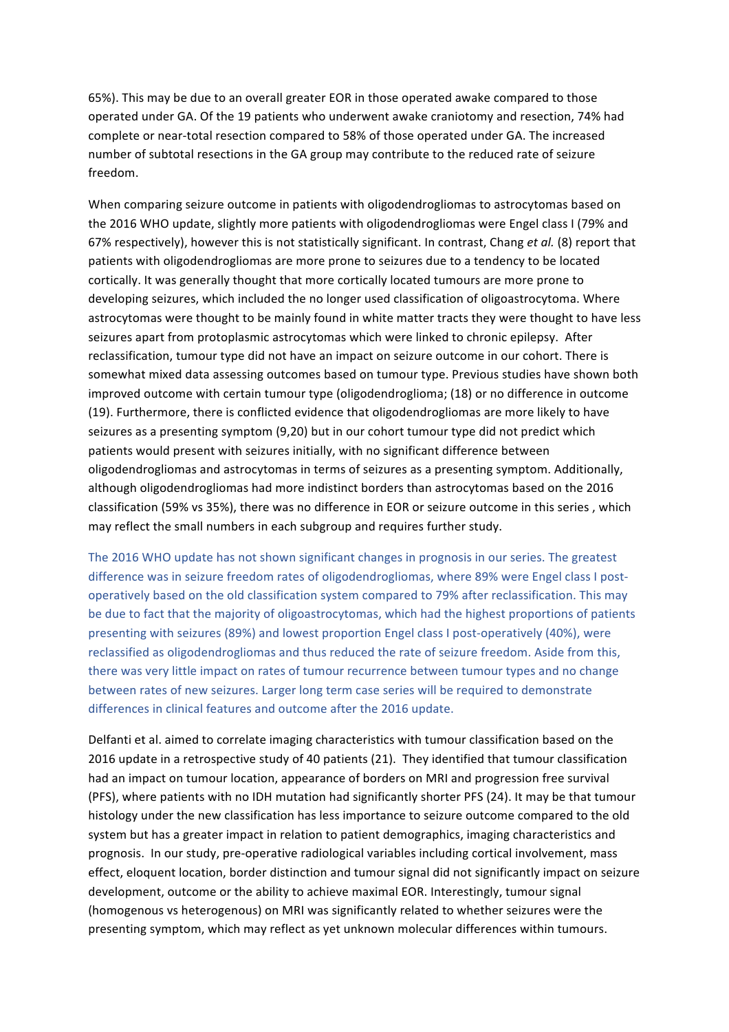65%). This may be due to an overall greater EOR in those operated awake compared to those operated under GA. Of the 19 patients who underwent awake craniotomy and resection, 74% had complete or near-total resection compared to 58% of those operated under GA. The increased number of subtotal resections in the GA group may contribute to the reduced rate of seizure freedom.

When comparing seizure outcome in patients with oligodendrogliomas to astrocytomas based on the 2016 WHO update, slightly more patients with oligodendrogliomas were Engel class I (79% and 67% respectively), however this is not statistically significant. In contrast, Chang *et al.* (8) report that patients with oligodendrogliomas are more prone to seizures due to a tendency to be located cortically. It was generally thought that more cortically located tumours are more prone to developing seizures, which included the no longer used classification of oligoastrocytoma. Where astrocytomas were thought to be mainly found in white matter tracts they were thought to have less seizures apart from protoplasmic astrocytomas which were linked to chronic epilepsy. After reclassification, tumour type did not have an impact on seizure outcome in our cohort. There is somewhat mixed data assessing outcomes based on tumour type. Previous studies have shown both improved outcome with certain tumour type (oligodendroglioma; (18) or no difference in outcome (19). Furthermore, there is conflicted evidence that oligodendrogliomas are more likely to have seizures as a presenting symptom (9,20) but in our cohort tumour type did not predict which patients would present with seizures initially, with no significant difference between oligodendrogliomas and astrocytomas in terms of seizures as a presenting symptom. Additionally, although oligodendrogliomas had more indistinct borders than astrocytomas based on the 2016 classification (59% vs 35%), there was no difference in EOR or seizure outcome in this series , which may reflect the small numbers in each subgroup and requires further study.

The 2016 WHO update has not shown significant changes in prognosis in our series. The greatest difference was in seizure freedom rates of oligodendrogliomas, where 89% were Engel class I post-operatively based on the old classification system compared to 79% after reclassification. This may be due to fact that the majority of oligoastrocytomas, which had the highest proportions of patients presenting with seizures (89%) and lowest proportion Engel class I post-operatively (40%), were reclassified as oligodendrogliomas and thus reduced the rate of seizure freedom. Aside from this, there was very little impact on rates of tumour recurrence between tumour types and no change between rates of new seizures. Larger long term case series will be required to demonstrate differences in clinical features and outcome after the 2016 update.

Delfanti et al. aimed to correlate imaging characteristics with tumour classification based on the 2016 update in a retrospective study of 40 patients (21). They identified that tumour classification had an impact on tumour location, appearance of borders on MRI and progression free survival (PFS), where patients with no IDH mutation had significantly shorter PFS (24). It may be that tumour histology under the new classification has less importance to seizure outcome compared to the old system but has a greater impact in relation to patient demographics, imaging characteristics and prognosis. In our study, pre-operative radiological variables including cortical involvement, mass effect, eloquent location, border distinction and tumour signal did not significantly impact on seizure development, outcome or the ability to achieve maximal EOR. Interestingly, tumour signal (homogenous vs heterogenous) on MRI was significantly related to whether seizures were the presenting symptom, which may reflect as yet unknown molecular differences within tumours.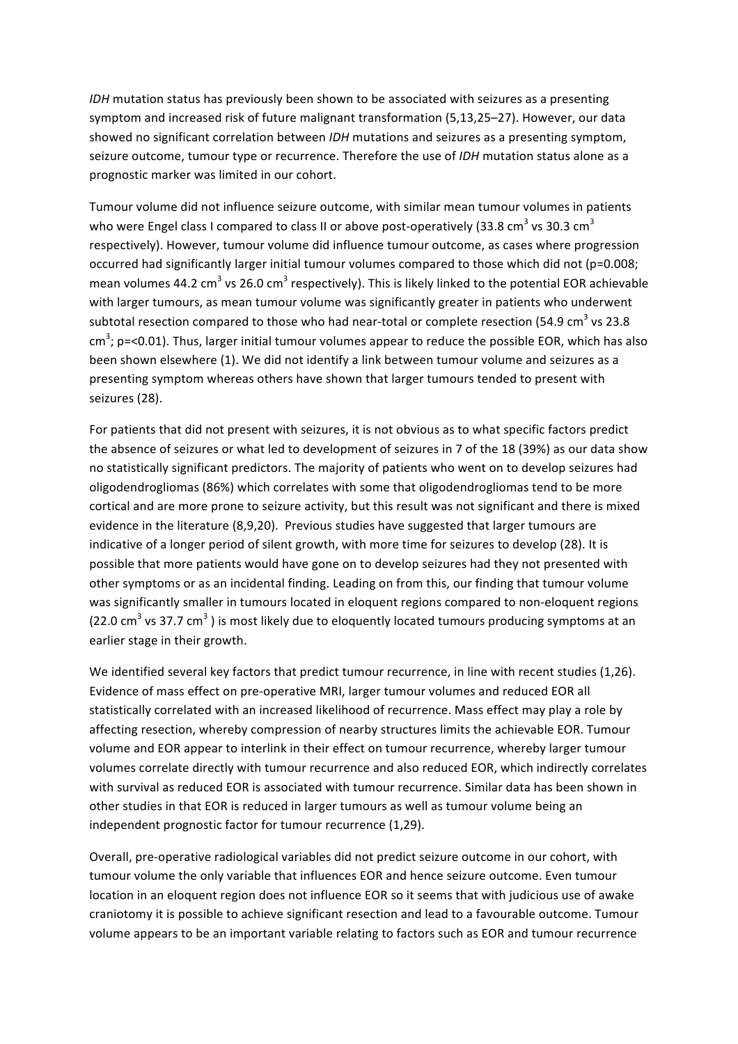*IDH* mutation status has previously been shown to be associated with seizures as a presenting symptom and increased risk of future malignant transformation (5,13,25–27). However, our data showed no significant correlation between *IDH* mutations and seizures as a presenting symptom, seizure outcome, tumour type or recurrence. Therefore the use of *IDH* mutation status alone as a prognostic marker was limited in our cohort.

Tumour volume did not influence seizure outcome, with similar mean tumour volumes in patients who were Engel class I compared to class II or above post-operatively (33.8 $cm^3$ vs 30.3 $cm^3$ respectively). However, tumour volume did influence tumour outcome, as cases where progression occurred had significantly larger initial tumour volumes compared to those which did not ($p=0.008$; mean volumes 44.2 $cm^3$ vs 26.0 $cm^3$ respectively). This is likely linked to the potential EOR achievable with larger tumours, as mean tumour volume was significantly greater in patients who underwent subtotal resection compared to those who had near-total or complete resection (54.9 $cm^3$ vs 23.8 $cm^3$; $p=<0.01$). Thus, larger initial tumour volumes appear to reduce the possible EOR, which has also been shown elsewhere (1). We did not identify a link between tumour volume and seizures as a presenting symptom whereas others have shown that larger tumours tended to present with seizures (28).

For patients that did not present with seizures, it is not obvious as to what specific factors predict the absence of seizures or what led to development of seizures in 7 of the 18 (39%) as our data show no statistically significant predictors. The majority of patients who went on to develop seizures had oligodendrogliomas (86%) which correlates with some that oligodendrogliomas tend to be more cortical and are more prone to seizure activity, but this result was not significant and there is mixed evidence in the literature (8,9,20). Previous studies have suggested that larger tumours are indicative of a longer period of silent growth, with more time for seizures to develop (28). It is possible that more patients would have gone on to develop seizures had they not presented with other symptoms or as an incidental finding. Leading on from this, our finding that tumour volume was significantly smaller in tumours located in eloquent regions compared to non-eloquent regions (22.0 $cm^3$ vs 37.7 $cm^3$ ) is most likely due to eloquently located tumours producing symptoms at an earlier stage in their growth.

We identified several key factors that predict tumour recurrence, in line with recent studies (1,26). Evidence of mass effect on pre-operative MRI, larger tumour volumes and reduced EOR all statistically correlated with an increased likelihood of recurrence. Mass effect may play a role by affecting resection, whereby compression of nearby structures limits the achievable EOR. Tumour volume and EOR appear to interlink in their effect on tumour recurrence, whereby larger tumour volumes correlate directly with tumour recurrence and also reduced EOR, which indirectly correlates with survival as reduced EOR is associated with tumour recurrence. Similar data has been shown in other studies in that EOR is reduced in larger tumours as well as tumour volume being an independent prognostic factor for tumour recurrence (1,29).

Overall, pre-operative radiological variables did not predict seizure outcome in our cohort, with tumour volume the only variable that influences EOR and hence seizure outcome. Even tumour location in an eloquent region does not influence EOR so it seems that with judicious use of awake craniotomy it is possible to achieve significant resection and lead to a favourable outcome. Tumour volume appears to be an important variable relating to factors such as EOR and tumour recurrence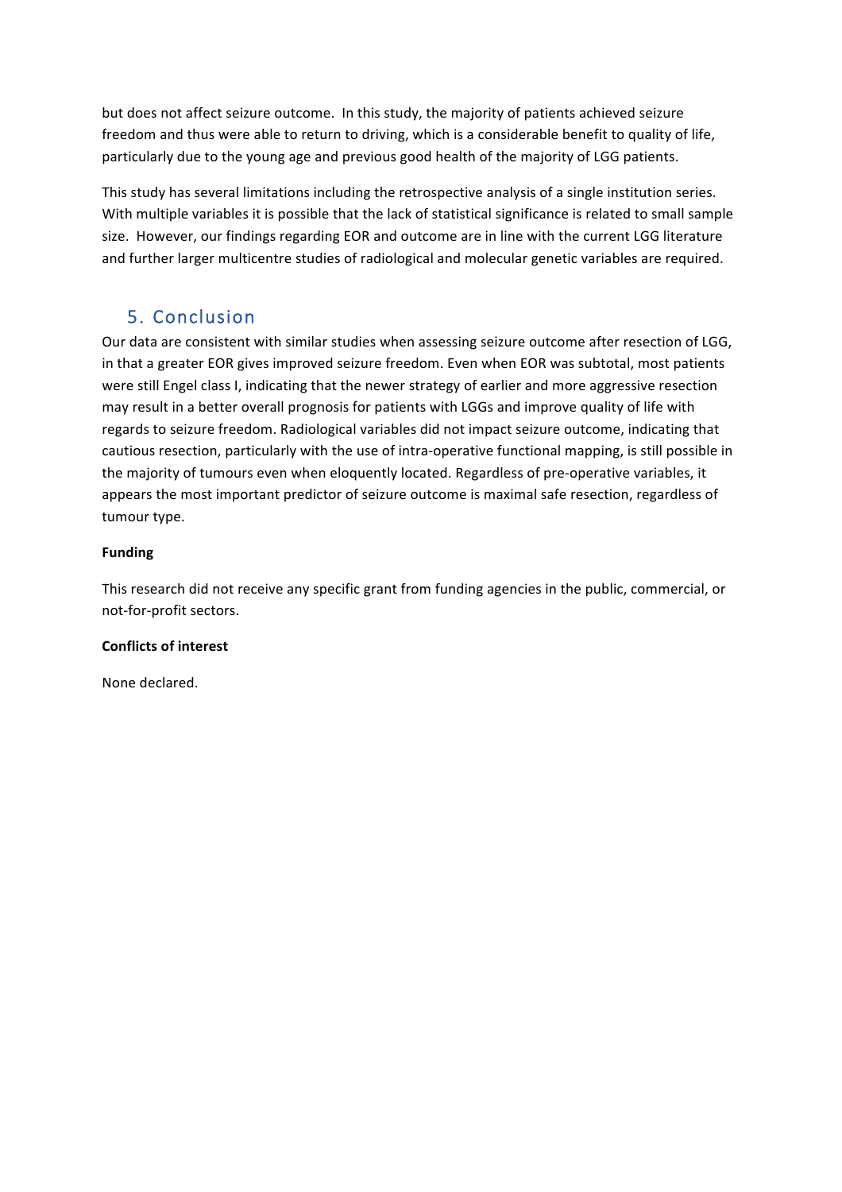but does not affect seizure outcome. In this study, the majority of patients achieved seizure freedom and thus were able to return to driving, which is a considerable benefit to quality of life, particularly due to the young age and previous good health of the majority of LGG patients.

This study has several limitations including the retrospective analysis of a single institution series. With multiple variables it is possible that the lack of statistical significance is related to small sample size. However, our findings regarding EOR and outcome are in line with the current LGG literature and further larger multicentre studies of radiological and molecular genetic variables are required.

## 5. Conclusion

Our data are consistent with similar studies when assessing seizure outcome after resection of LGG, in that a greater EOR gives improved seizure freedom. Even when EOR was subtotal, most patients were still Engel class I, indicating that the newer strategy of earlier and more aggressive resection may result in a better overall prognosis for patients with LGGs and improve quality of life with regards to seizure freedom. Radiological variables did not impact seizure outcome, indicating that cautious resection, particularly with the use of intra-operative functional mapping, is still possible in the majority of tumours even when eloquently located. Regardless of pre-operative variables, it appears the most important predictor of seizure outcome is maximal safe resection, regardless of tumour type.

**Funding**

This research did not receive any specific grant from funding agencies in the public, commercial, or not-for-profit sectors.

**Conflicts of interest**

None declared.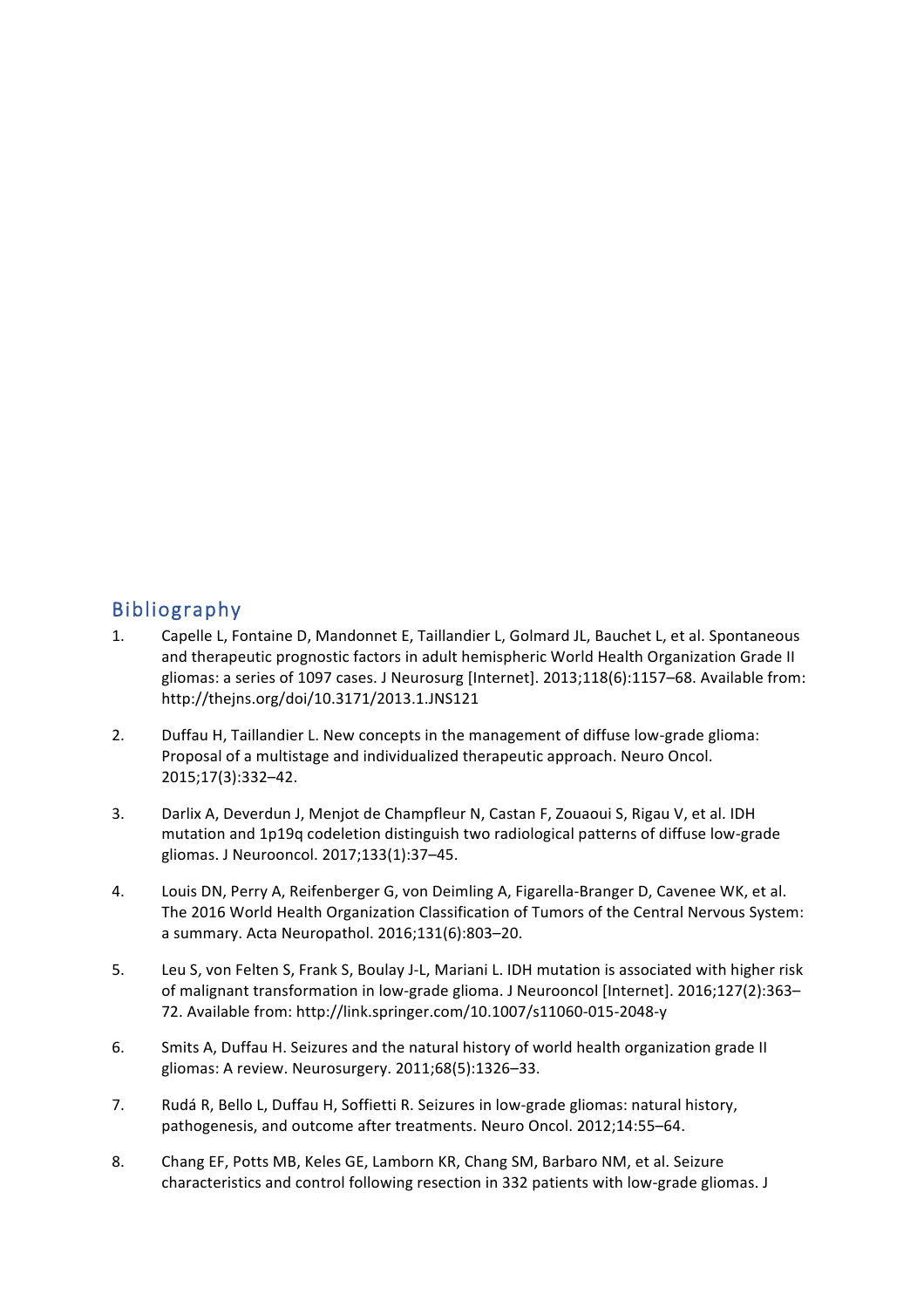## Bibliography

1. Capelle L, Fontaine D, Mandonnet E, Taillandier L, Golmard JL, Bauchet L, et al. Spontaneous and therapeutic prognostic factors in adult hemispheric World Health Organization Grade II gliomas: a series of 1097 cases. J Neurosurg [Internet]. 2013;118(6):1157–68. Available from: http://thejns.org/doi/10.3171/2013.1.JNS121

2. Duffau H, Taillandier L. New concepts in the management of diffuse low-grade glioma: Proposal of a multistage and individualized therapeutic approach. Neuro Oncol. 2015;17(3):332–42.

3. Darlix A, Deverdun J, Menjot de Champfleur N, Castan F, Zouaoui S, Rigau V, et al. IDH mutation and 1p19q codeletion distinguish two radiological patterns of diffuse low-grade gliomas. J Neurooncol. 2017;133(1):37–45.

4. Louis DN, Perry A, Reifenberger G, von Deimling A, Figarella-Branger D, Cavenee WK, et al. The 2016 World Health Organization Classification of Tumors of the Central Nervous System: a summary. Acta Neuropathol. 2016;131(6):803–20.

5. Leu S, von Felten S, Frank S, Boulay J-L, Mariani L. IDH mutation is associated with higher risk of malignant transformation in low-grade glioma. J Neurooncol [Internet]. 2016;127(2):363–72. Available from: http://link.springer.com/10.1007/s11060-015-2048-y

6. Smits A, Duffau H. Seizures and the natural history of world health organization grade II gliomas: A review. Neurosurgery. 2011;68(5):1326–33.

7. Rudá R, Bello L, Duffau H, Soffietti R. Seizures in low-grade gliomas: natural history, pathogenesis, and outcome after treatments. Neuro Oncol. 2012;14:55–64.

8. Chang EF, Potts MB, Keles GE, Lamborn KR, Chang SM, Barbaro NM, et al. Seizure characteristics and control following resection in 332 patients with low-grade gliomas. J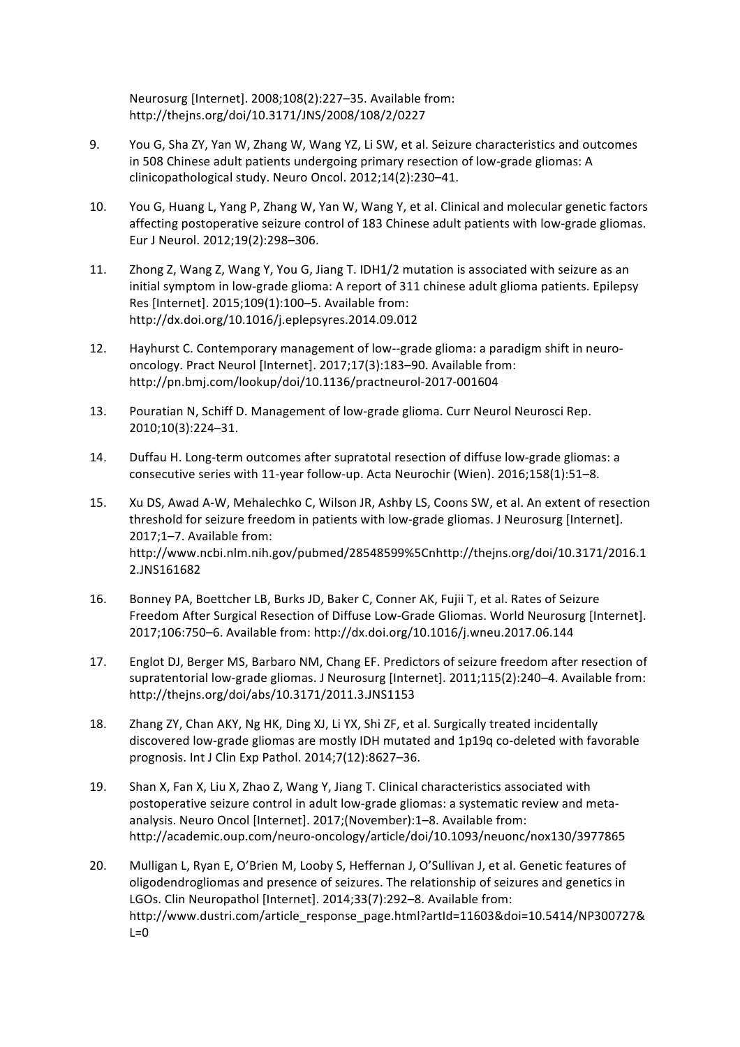Neurosurg [Internet]. 2008;108(2):227–35. Available from: http://thejns.org/doi/10.3171/JNS/2008/108/2/0227

9. You G, Sha ZY, Yan W, Zhang W, Wang YZ, Li SW, et al. Seizure characteristics and outcomes in 508 Chinese adult patients undergoing primary resection of low-grade gliomas: A clinicopathological study. Neuro Oncol. 2012;14(2):230–41.

10. You G, Huang L, Yang P, Zhang W, Yan W, Wang Y, et al. Clinical and molecular genetic factors affecting postoperative seizure control of 183 Chinese adult patients with low-grade gliomas. Eur J Neurol. 2012;19(2):298–306.

11. Zhong Z, Wang Z, Wang Y, You G, Jiang T. IDH1/2 mutation is associated with seizure as an initial symptom in low-grade glioma: A report of 311 chinese adult glioma patients. Epilepsy Res [Internet]. 2015;109(1):100–5. Available from: http://dx.doi.org/10.1016/j.eplepsyres.2014.09.012

12. Hayhurst C. Contemporary management of low--grade glioma: a paradigm shift in neuro-oncology. Pract Neurol [Internet]. 2017;17(3):183–90. Available from: http://pn.bmj.com/lookup/doi/10.1136/practneurol-2017-001604

13. Pouratian N, Schiff D. Management of low-grade glioma. Curr Neurol Neurosci Rep. 2010;10(3):224–31.

14. Duffau H. Long-term outcomes after supratotal resection of diffuse low-grade gliomas: a consecutive series with 11-year follow-up. Acta Neurochir (Wien). 2016;158(1):51–8.

15. Xu DS, Awad A-W, Mehalechko C, Wilson JR, Ashby LS, Coons SW, et al. An extent of resection threshold for seizure freedom in patients with low-grade gliomas. J Neurosurg [Internet]. 2017;1–7. Available from: http://www.ncbi.nlm.nih.gov/pubmed/28548599%5Cnhttp://thejns.org/doi/10.3171/2016.12.JNS161682

16. Bonney PA, Boettcher LB, Burks JD, Baker C, Conner AK, Fujii T, et al. Rates of Seizure Freedom After Surgical Resection of Diffuse Low-Grade Gliomas. World Neurosurg [Internet]. 2017;106:750–6. Available from: http://dx.doi.org/10.1016/j.wneu.2017.06.144

17. Englot DJ, Berger MS, Barbaro NM, Chang EF. Predictors of seizure freedom after resection of supratentorial low-grade gliomas. J Neurosurg [Internet]. 2011;115(2):240–4. Available from: http://thejns.org/doi/abs/10.3171/2011.3.JNS1153

18. Zhang ZY, Chan AKY, Ng HK, Ding XJ, Li YX, Shi ZF, et al. Surgically treated incidentally discovered low-grade gliomas are mostly IDH mutated and 1p19q co-deleted with favorable prognosis. Int J Clin Exp Pathol. 2014;7(12):8627–36.

19. Shan X, Fan X, Liu X, Zhao Z, Wang Y, Jiang T. Clinical characteristics associated with postoperative seizure control in adult low-grade gliomas: a systematic review and meta-analysis. Neuro Oncol [Internet]. 2017;(November):1–8. Available from: http://academic.oup.com/neuro-oncology/article/doi/10.1093/neuonc/nox130/3977865

20. Mulligan L, Ryan E, O'Brien M, Looby S, Heffernan J, O'Sullivan J, et al. Genetic features of oligodendrogliomas and presence of seizures. The relationship of seizures and genetics in LGOs. Clin Neuropathol [Internet]. 2014;33(7):292–8. Available from: http://www.dustri.com/article_response_page.html?artId=11603&doi=10.5414/NP300727&L=0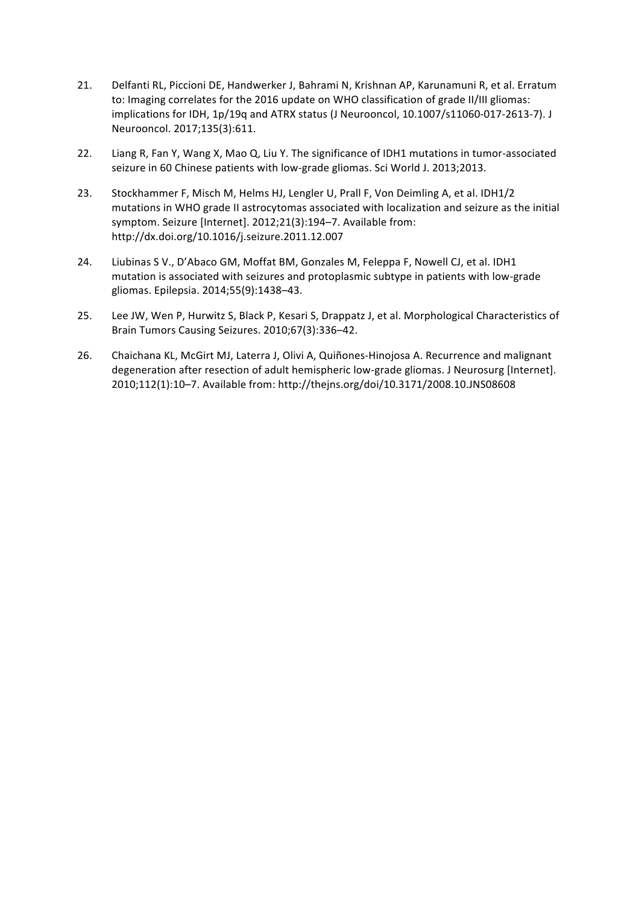21. Delfanti RL, Piccioni DE, Handwerker J, Bahrami N, Krishnan AP, Karunamuni R, et al. Erratum to: Imaging correlates for the 2016 update on WHO classification of grade II/III gliomas: implications for IDH, 1p/19q and ATRX status (J Neurooncol, 10.1007/s11060-017-2613-7). J Neurooncol. 2017;135(3):611.

22. Liang R, Fan Y, Wang X, Mao Q, Liu Y. The significance of IDH1 mutations in tumor-associated seizure in 60 Chinese patients with low-grade gliomas. Sci World J. 2013;2013.

23. Stockhammer F, Misch M, Helms HJ, Lengler U, Prall F, Von Deimling A, et al. IDH1/2 mutations in WHO grade II astrocytomas associated with localization and seizure as the initial symptom. Seizure [Internet]. 2012;21(3):194–7. Available from: http://dx.doi.org/10.1016/j.seizure.2011.12.007

24. Liubinas S V., D'Abaco GM, Moffat BM, Gonzales M, Feleppa F, Nowell CJ, et al. IDH1 mutation is associated with seizures and protoplasmic subtype in patients with low-grade gliomas. Epilepsia. 2014;55(9):1438–43.

25. Lee JW, Wen P, Hurwitz S, Black P, Kesari S, Drappatz J, et al. Morphological Characteristics of Brain Tumors Causing Seizures. 2010;67(3):336–42.

26. Chaichana KL, McGirt MJ, Laterra J, Olivi A, Quiñones-Hinojosa A. Recurrence and malignant degeneration after resection of adult hemispheric low-grade gliomas. J Neurosurg [Internet]. 2010;112(1):10–7. Available from: http://thejns.org/doi/10.3171/2008.10.JNS08608